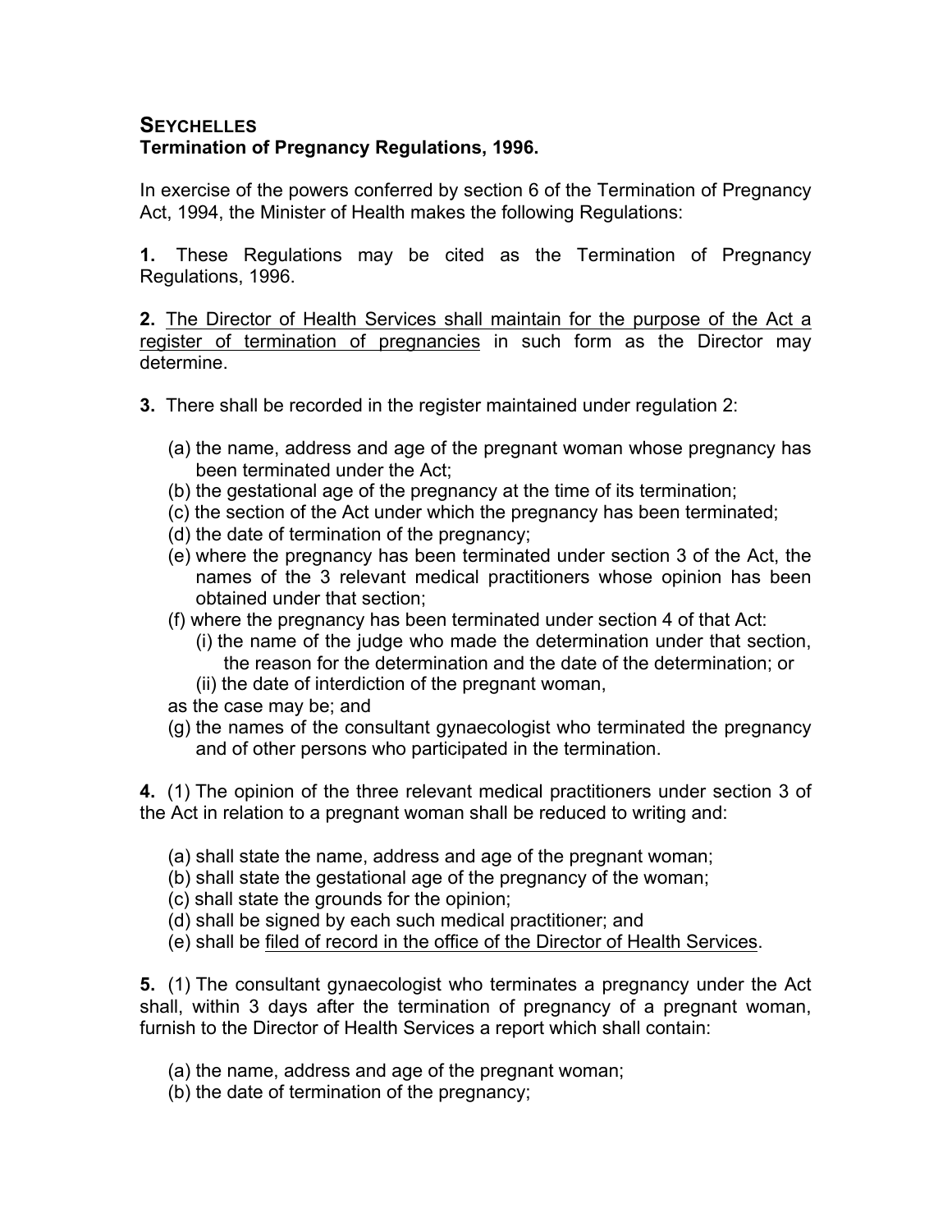**SEYCHELLES**
**Termination of Pregnancy Regulations, 1996.**

In exercise of the powers conferred by section 6 of the Termination of Pregnancy Act, 1994, the Minister of Health makes the following Regulations:

**1.** These Regulations may be cited as the Termination of Pregnancy Regulations, 1996.

**2.** <u>The Director of Health Services shall maintain for the purpose of the Act a register of termination of pregnancies</u> in such form as the Director may determine.

**3.** There shall be recorded in the register maintained under regulation 2:

(a) the name, address and age of the pregnant woman whose pregnancy has been terminated under the Act;
(b) the gestational age of the pregnancy at the time of its termination;
(c) the section of the Act under which the pregnancy has been terminated;
(d) the date of termination of the pregnancy;
(e) where the pregnancy has been terminated under section 3 of the Act, the names of the 3 relevant medical practitioners whose opinion has been obtained under that section;
(f) where the pregnancy has been terminated under section 4 of that Act:
  (i) the name of the judge who made the determination under that section, the reason for the determination and the date of the determination; or
  (ii) the date of interdiction of the pregnant woman,

as the case may be; and

(g) the names of the consultant gynaecologist who terminated the pregnancy and of other persons who participated in the termination.

**4.** (1) The opinion of the three relevant medical practitioners under section 3 of the Act in relation to a pregnant woman shall be reduced to writing and:

(a) shall state the name, address and age of the pregnant woman;
(b) shall state the gestational age of the pregnancy of the woman;
(c) shall state the grounds for the opinion;
(d) shall be signed by each such medical practitioner; and
(e) shall be <u>filed of record in the office of the Director of Health Services</u>.

**5.** (1) The consultant gynaecologist who terminates a pregnancy under the Act shall, within 3 days after the termination of pregnancy of a pregnant woman, furnish to the Director of Health Services a report which shall contain:

(a) the name, address and age of the pregnant woman;
(b) the date of termination of the pregnancy;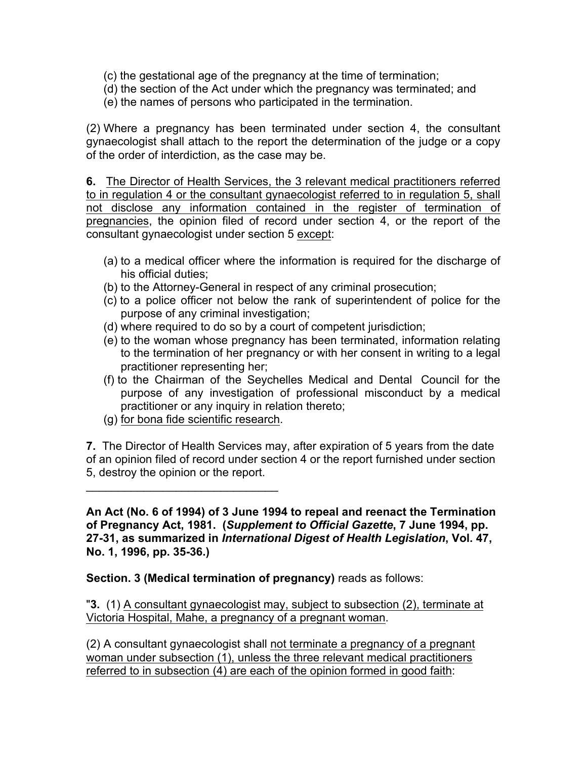(c) the gestational age of the pregnancy at the time of termination;
(d) the section of the Act under which the pregnancy was terminated; and
(e) the names of persons who participated in the termination.

(2) Where a pregnancy has been terminated under section 4, the consultant gynaecologist shall attach to the report the determination of the judge or a copy of the order of interdiction, as the case may be.

**6.** The Director of Health Services, the 3 relevant medical practitioners referred to in regulation 4 or the consultant gynaecologist referred to in regulation 5, shall not disclose any information contained in the register of termination of pregnancies, the opinion filed of record under section 4, or the report of the consultant gynaecologist under section 5 except:

(a) to a medical officer where the information is required for the discharge of his official duties;
(b) to the Attorney-General in respect of any criminal prosecution;
(c) to a police officer not below the rank of superintendent of police for the purpose of any criminal investigation;
(d) where required to do so by a court of competent jurisdiction;
(e) to the woman whose pregnancy has been terminated, information relating to the termination of her pregnancy or with her consent in writing to a legal practitioner representing her;
(f) to the Chairman of the Seychelles Medical and Dental Council for the purpose of any investigation of professional misconduct by a medical practitioner or any inquiry in relation thereto;
(g) for bona fide scientific research.

**7.** The Director of Health Services may, after expiration of 5 years from the date of an opinion filed of record under section 4 or the report furnished under section 5, destroy the opinion or the report.

---

**An Act (No. 6 of 1994) of 3 June 1994 to repeal and reenact the Termination of Pregnancy Act, 1981. (*Supplement to Official Gazette*, 7 June 1994, pp. 27-31, as summarized in *International Digest of Health Legislation*, Vol. 47, No. 1, 1996, pp. 35-36.)**

**Section. 3 (Medical termination of pregnancy)** reads as follows:

"**3.** (1) A consultant gynaecologist may, subject to subsection (2), terminate at Victoria Hospital, Mahe, a pregnancy of a pregnant woman.

(2) A consultant gynaecologist shall not terminate a pregnancy of a pregnant woman under subsection (1), unless the three relevant medical practitioners referred to in subsection (4) are each of the opinion formed in good faith: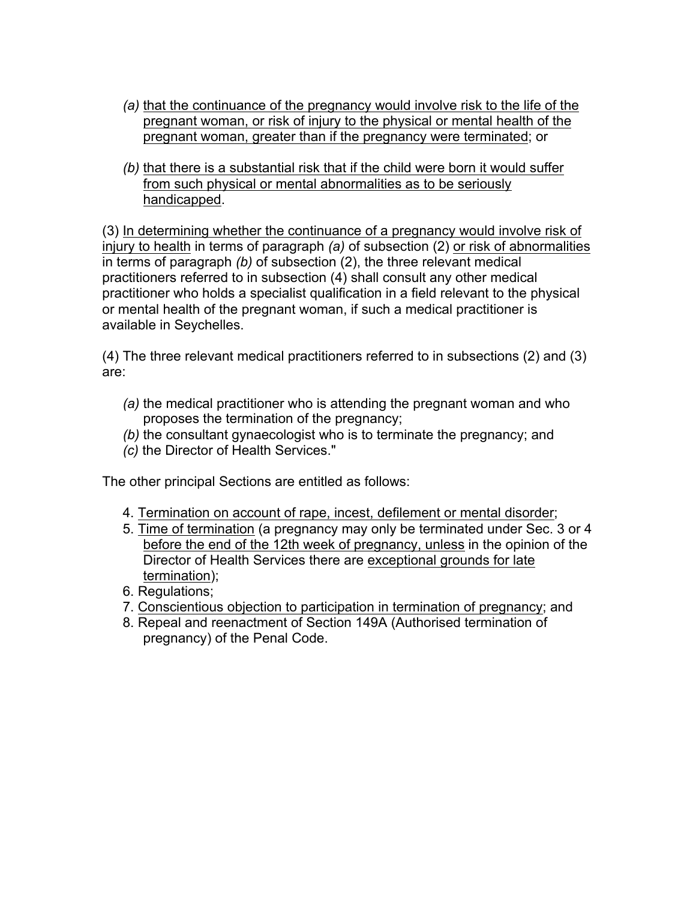*(a)* <u>that the continuance of the pregnancy would involve risk to the life of the pregnant woman, or risk of injury to the physical or mental health of the pregnant woman, greater than if the pregnancy were terminated</u>; or

*(b)* <u>that there is a substantial risk that if the child were born it would suffer from such physical or mental abnormalities as to be seriously handicapped</u>.

(3) <u>In determining whether the continuance of a pregnancy would involve risk of injury to health</u> in terms of paragraph *(a)* of subsection (2) <u>or risk of abnormalities</u> in terms of paragraph *(b)* of subsection (2), the three relevant medical practitioners referred to in subsection (4) shall consult any other medical practitioner who holds a specialist qualification in a field relevant to the physical or mental health of the pregnant woman, if such a medical practitioner is available in Seychelles.

(4) The three relevant medical practitioners referred to in subsections (2) and (3) are:

*(a)* the medical practitioner who is attending the pregnant woman and who proposes the termination of the pregnancy;
*(b)* the consultant gynaecologist who is to terminate the pregnancy; and
*(c)* the Director of Health Services."

The other principal Sections are entitled as follows:

4. <u>Termination on account of rape, incest, defilement or mental disorder</u>;
5. <u>Time of termination</u> (a pregnancy may only be terminated under Sec. 3 or 4 <u>before the end of the 12th week of pregnancy, unless</u> in the opinion of the Director of Health Services there are <u>exceptional grounds for late termination</u>);
6. Regulations;
7. <u>Conscientious objection to participation in termination of pregnancy</u>; and
8. Repeal and reenactment of Section 149A (Authorised termination of pregnancy) of the Penal Code.